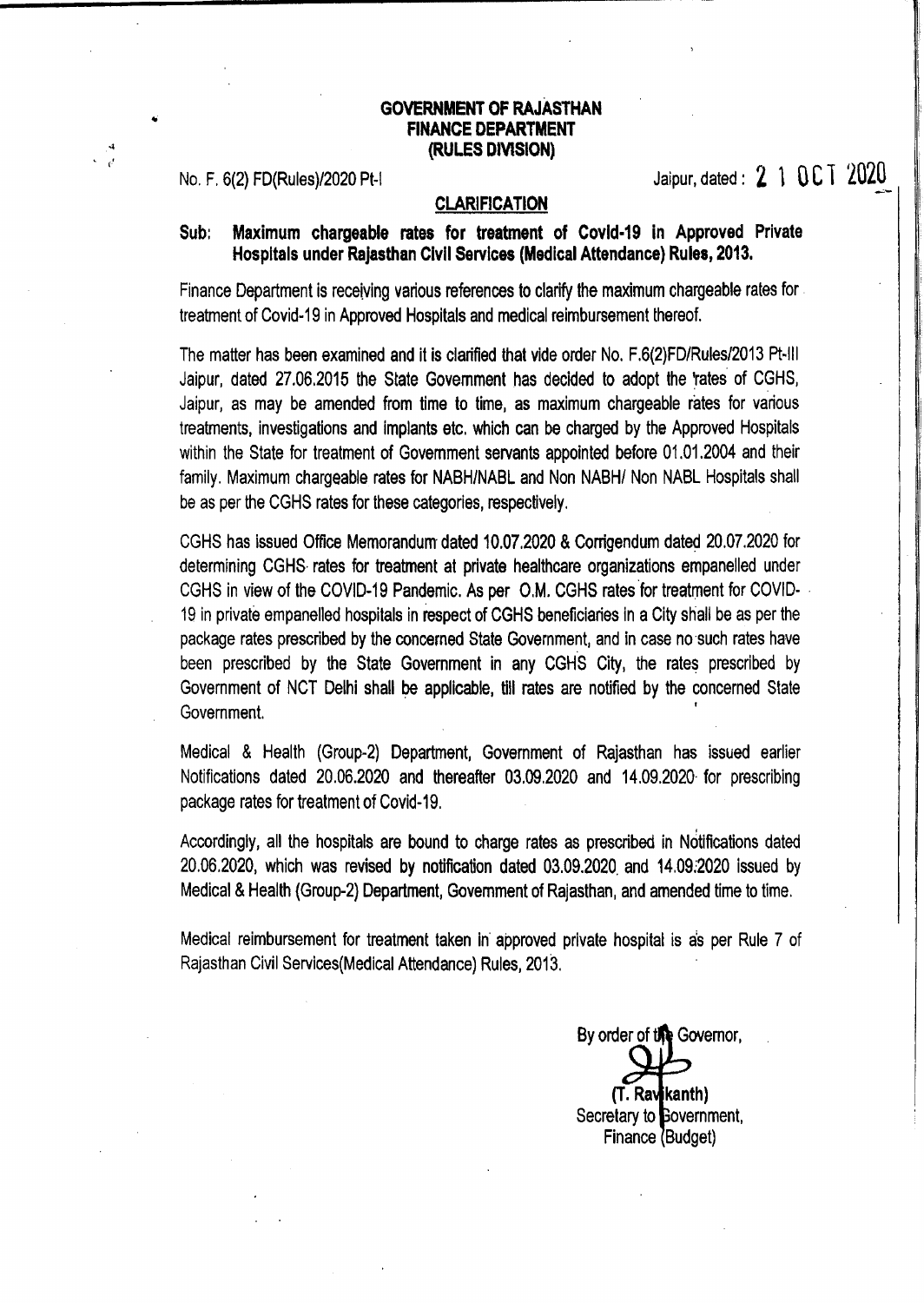**GOVERNMENT OF RAJASTHAN**
**FINANCE DEPARTMENT**
**(RULES DIVISION)**

No. F. 6(2) FD(Rules)/2020 Pt-I

Jaipur, dated : 21 OCT 2020

**CLARIFICATION**

**Sub: Maximum chargeable rates for treatment of Covid-19 in Approved Private Hospitals under Rajasthan Civil Services (Medical Attendance) Rules, 2013.**

Finance Department is receiving various references to clarify the maximum chargeable rates for treatment of Covid-19 in Approved Hospitals and medical reimbursement thereof.

The matter has been examined and it is clarified that vide order No. F.6(2)FD/Rules/2013 Pt-III Jaipur, dated 27.06.2015 the State Government has decided to adopt the rates of CGHS, Jaipur, as may be amended from time to time, as maximum chargeable rates for various treatments, investigations and implants etc. which can be charged by the Approved Hospitals within the State for treatment of Government servants appointed before 01.01.2004 and their family. Maximum chargeable rates for NABH/NABL and Non NABH/ Non NABL Hospitals shall be as per the CGHS rates for these categories, respectively.

CGHS has issued Office Memorandum dated 10.07.2020 & Corrigendum dated 20.07.2020 for determining CGHS rates for treatment at private healthcare organizations empanelled under CGHS in view of the COVID-19 Pandemic. As per O.M. CGHS rates for treatment for COVID-19 in private empanelled hospitals in respect of CGHS beneficiaries in a City shall be as per the package rates prescribed by the concerned State Government, and in case no such rates have been prescribed by the State Government in any CGHS City, the rates prescribed by Government of NCT Delhi shall be applicable, till rates are notified by the concerned State Government.

Medical & Health (Group-2) Department, Government of Rajasthan has issued earlier Notifications dated 20.06.2020 and thereafter 03.09.2020 and 14.09.2020 for prescribing package rates for treatment of Covid-19.

Accordingly, all the hospitals are bound to charge rates as prescribed in Notifications dated 20.06.2020, which was revised by notification dated 03.09.2020 and 14.09.2020 issued by Medical & Health (Group-2) Department, Government of Rajasthan, and amended time to time.

Medical reimbursement for treatment taken in approved private hospital is as per Rule 7 of Rajasthan Civil Services(Medical Attendance) Rules, 2013.

By order of the Governor,

**(T. Ravikanth)**
Secretary to Government,
Finance (Budget)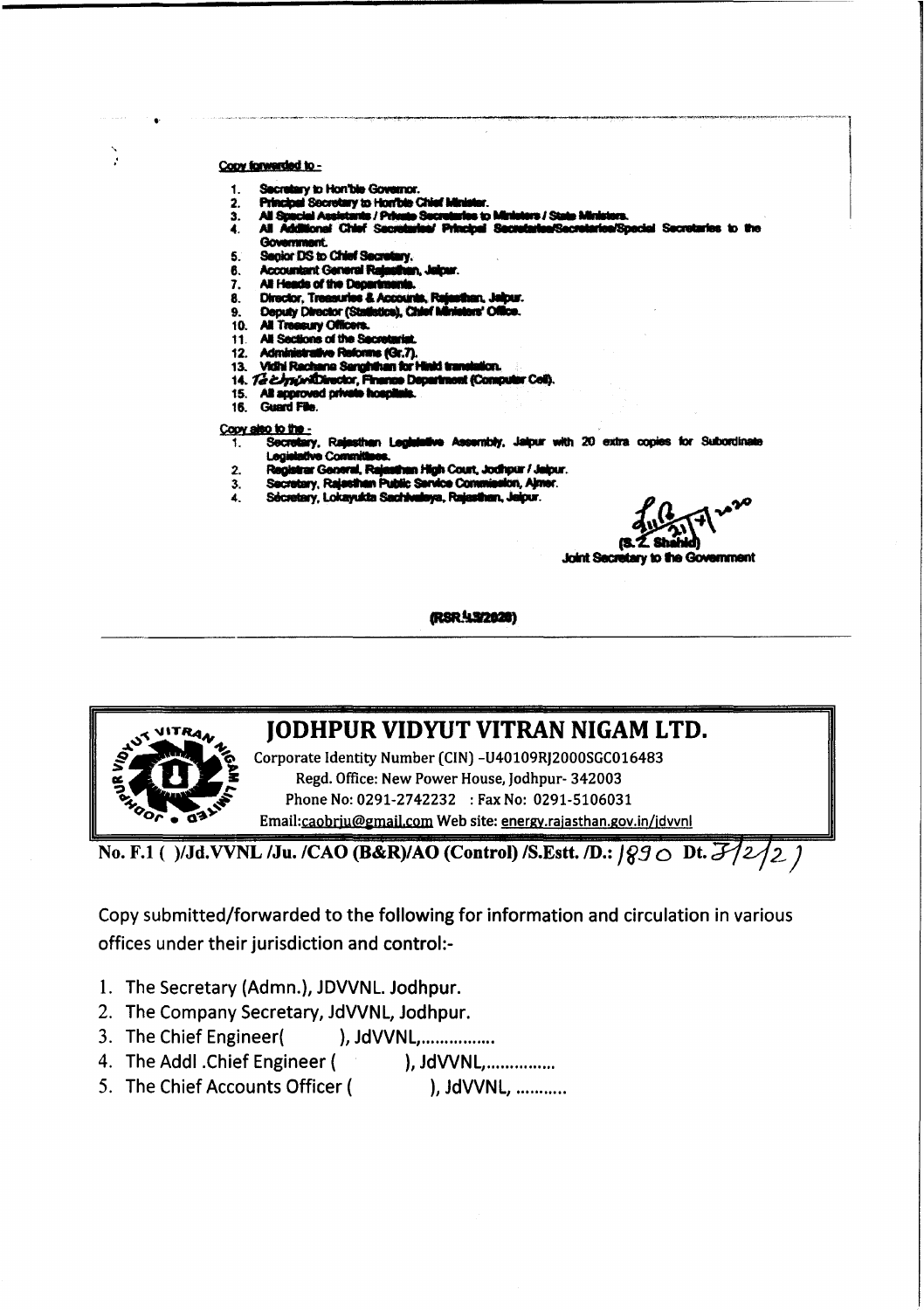Copy forwarded to -

1. Secretary to Hon'ble Governor.
2. Principal Secretary to Hon'ble Chief Minister.
3. All Special Assistants / Private Secretaries to Ministers / State Ministers.
4. All Additional Chief Secretaries/ Principal Secretaries/Secretaries/Special Secretaries to the Government.
5. Senior DS to Chief Secretary.
6. Accountant General Rajasthan, Jaipur.
7. All Heads of the Departments.
8. Director, Treasuries & Accounts, Rajasthan, Jaipur.
9. Deputy Director (Statistics), Chief Ministers' Office.
10. All Treasury Officers.
11. All Sections of the Secretariat.
12. Administrative Reforms (Gr.7).
13. Vidhi Rachana Sanghthan for Hindi translation.
14. Dy. Director, Finance Department (Computer Cell).
15. All approved private hospitals.
16. Guard File.

Copy also to the -

1. Secretary, Rajasthan Legislative Assembly, Jaipur with 20 extra copies for Subordinate Legislative Committees.
2. Registrar General, Rajasthan High Court, Jodhpur / Jaipur.
3. Secretary, Rajasthan Public Service Commission, Ajmer.
4. Secretary, Lokayukta Sachivalaya, Rajasthan, Jaipur.

(S.Z. Shahid)
Joint Secretary to the Government

(RSR 43/2020)

---

# JODHPUR VIDYUT VITRAN NIGAM LTD.

Corporate Identity Number (CIN) -U40109RJ2000SGC016483
Regd. Office: New Power House, Jodhpur- 342003
Phone No: 0291-2742232 : Fax No: 0291-5106031
Email:caobrju@gmail.com Web site: energy.rajasthan.gov.in/jdvvnl

**No. F.1 ( )/Jd.VVNL /Ju. /CAO (B&R)/AO (Control) /S.Estt. /D.: 1890 Dt. 3/2/21**

Copy submitted/forwarded to the following for information and circulation in various offices under their jurisdiction and control:-

1. The Secretary (Admn.), JDVVNL. Jodhpur.
2. The Company Secretary, JdVVNL, Jodhpur.
3. The Chief Engineer( ), JdVVNL,................
4. The Addl .Chief Engineer ( ), JdVVNL,...............
5. The Chief Accounts Officer ( ), JdVVNL, ...........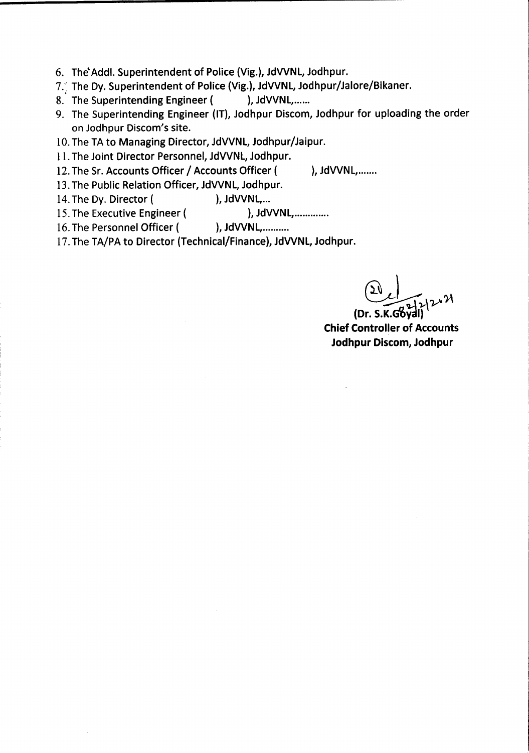6. The Addl. Superintendent of Police (Vig.), JdVVNL, Jodhpur.
7. The Dy. Superintendent of Police (Vig.), JdVVNL, Jodhpur/Jalore/Bikaner.
8. The Superintending Engineer (        ), JdVVNL,......
9. The Superintending Engineer (IT), Jodhpur Discom, Jodhpur for uploading the order on Jodhpur Discom's site.
10. The TA to Managing Director, JdVVNL, Jodhpur/Jaipur.
11. The Joint Director Personnel, JdVVNL, Jodhpur.
12. The Sr. Accounts Officer / Accounts Officer (        ), JdVVNL,.......
13. The Public Relation Officer, JdVVNL, Jodhpur.
14. The Dy. Director (        ), JdVVNL,...
15. The Executive Engineer (        ), JdVVNL,.............
16. The Personnel Officer (        ), JdVVNL,..........
17. The TA/PA to Director (Technical/Finance), JdVVNL, Jodhpur.

22/2/2021

**(Dr. S.K.Goyal)**
**Chief Controller of Accounts**
**Jodhpur Discom, Jodhpur**